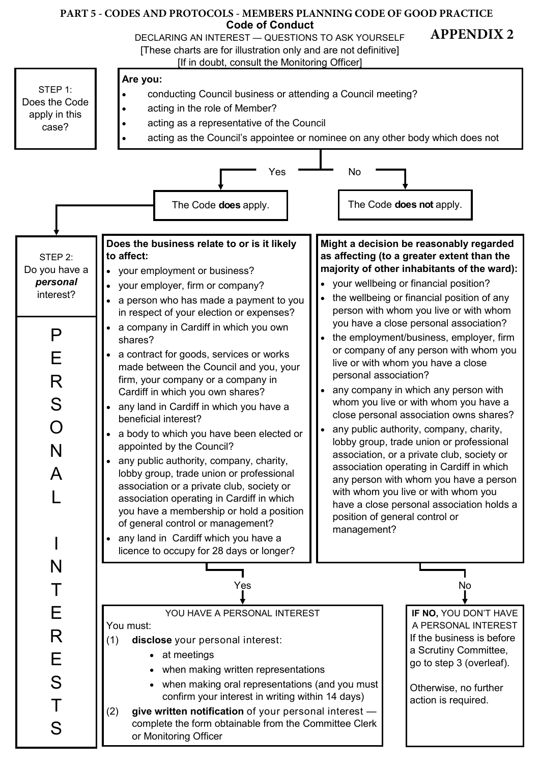PART 5 - CODES AND PROTOCOLS - MEMBERS PLANNING CODE OF GOOD PRACTICE

# Code of Conduct

## APPENDIX 2

DECLARING AN INTEREST — QUESTIONS TO ASK YOURSELF

[These charts are for illustration only and are not definitive]

[If in doubt, consult the Monitoring Officer]

### STEP 1: Does the Code apply in this case?

**Are you:**

- conducting Council business or attending a Council meeting?
- acting in the role of Member?
- acting as a representative of the Council
- acting as the Council's appointee or nominee on any other body which does not

Yes → The Code **does** apply.

No → The Code **does not** apply.

### STEP 2: Do you have a *personal* interest?

PERSONAL INTERESTS

**Does the business relate to or is it likely to affect:**

- your employment or business?
- your employer, firm or company?
- a person who has made a payment to you in respect of your election or expenses?
- a company in Cardiff in which you own shares?
- a contract for goods, services or works made between the Council and you, your firm, your company or a company in Cardiff in which you own shares?
- any land in Cardiff in which you have a beneficial interest?
- a body to which you have been elected or appointed by the Council?
- any public authority, company, charity, lobby group, trade union or professional association or a private club, society or association operating in Cardiff in which you have a membership or hold a position of general control or management?
- any land in Cardiff which you have a licence to occupy for 28 days or longer?

**Might a decision be reasonably regarded as affecting (to a greater extent than the majority of other inhabitants of the ward):**

- your wellbeing or financial position?
- the wellbeing or financial position of any person with whom you live or with whom you have a close personal association?
- the employment/business, employer, firm or company of any person with whom you live or with whom you have a close personal association?
- any company in which any person with whom you live or with whom you have a close personal association owns shares?
- any public authority, company, charity, lobby group, trade union or professional association, or a private club, society or association operating in Cardiff in which any person with whom you have a person with whom you live or with whom you have a close personal association holds a position of general control or management?

Yes →

YOU HAVE A PERSONAL INTEREST

You must:

(1) **disclose** your personal interest:
   - at meetings
   - when making written representations
   - when making oral representations (and you must confirm your interest in writing within 14 days)

(2) **give written notification** of your personal interest — complete the form obtainable from the Committee Clerk or Monitoring Officer

No →

**IF NO,** YOU DON'T HAVE A PERSONAL INTEREST

If the business is before a Scrutiny Committee, go to step 3 (overleaf).

Otherwise, no further action is required.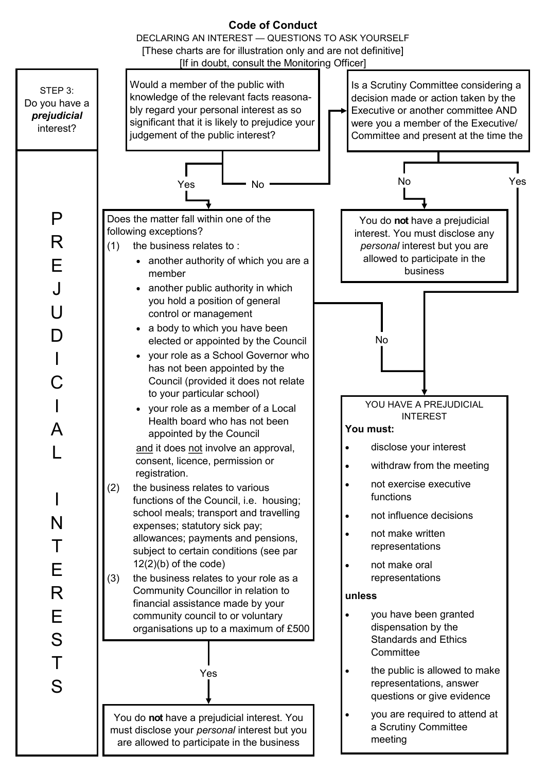# Code of Conduct

DECLARING AN INTEREST — QUESTIONS TO ASK YOURSELF

[These charts are for illustration only and are not definitive]

[If in doubt, consult the Monitoring Officer]

STEP 3: Do you have a ***prejudicial*** interest?

PREJUDICIAL INTERESTS

Would a member of the public with knowledge of the relevant facts reasonably regard your personal interest as so significant that it is likely to prejudice your judgement of the public interest?

Yes

No

Is a Scrutiny Committee considering a decision made or action taken by the Executive or another committee AND were you a member of the Executive/ Committee and present at the time the

No

Yes

You do **not** have a prejudicial interest. You must disclose any *personal* interest but you are allowed to participate in the business

Does the matter fall within one of the following exceptions?

(1) the business relates to :

- another authority of which you are a member
- another public authority in which you hold a position of general control or management
- a body to which you have been elected or appointed by the Council
- your role as a School Governor who has not been appointed by the Council (provided it does not relate to your particular school)
- your role as a member of a Local Health board who has not been appointed by the Council

<u>and</u> it does <u>not</u> involve an approval, consent, licence, permission or registration.

(2) the business relates to various functions of the Council, i.e. housing; school meals; transport and travelling expenses; statutory sick pay; allowances; payments and pensions, subject to certain conditions (see par 12(2)(b) of the code)

(3) the business relates to your role as a Community Councillor in relation to financial assistance made by your community council to or voluntary organisations up to a maximum of £500

No

Yes

You do **not** have a prejudicial interest. You must disclose your *personal* interest but you are allowed to participate in the business

YOU HAVE A PREJUDICIAL INTEREST

**You must:**

- disclose your interest
- withdraw from the meeting
- not exercise executive functions
- not influence decisions
- not make written representations
- not make oral representations

**unless**

- you have been granted dispensation by the Standards and Ethics Committee
- the public is allowed to make representations, answer questions or give evidence
- you are required to attend at a Scrutiny Committee meeting